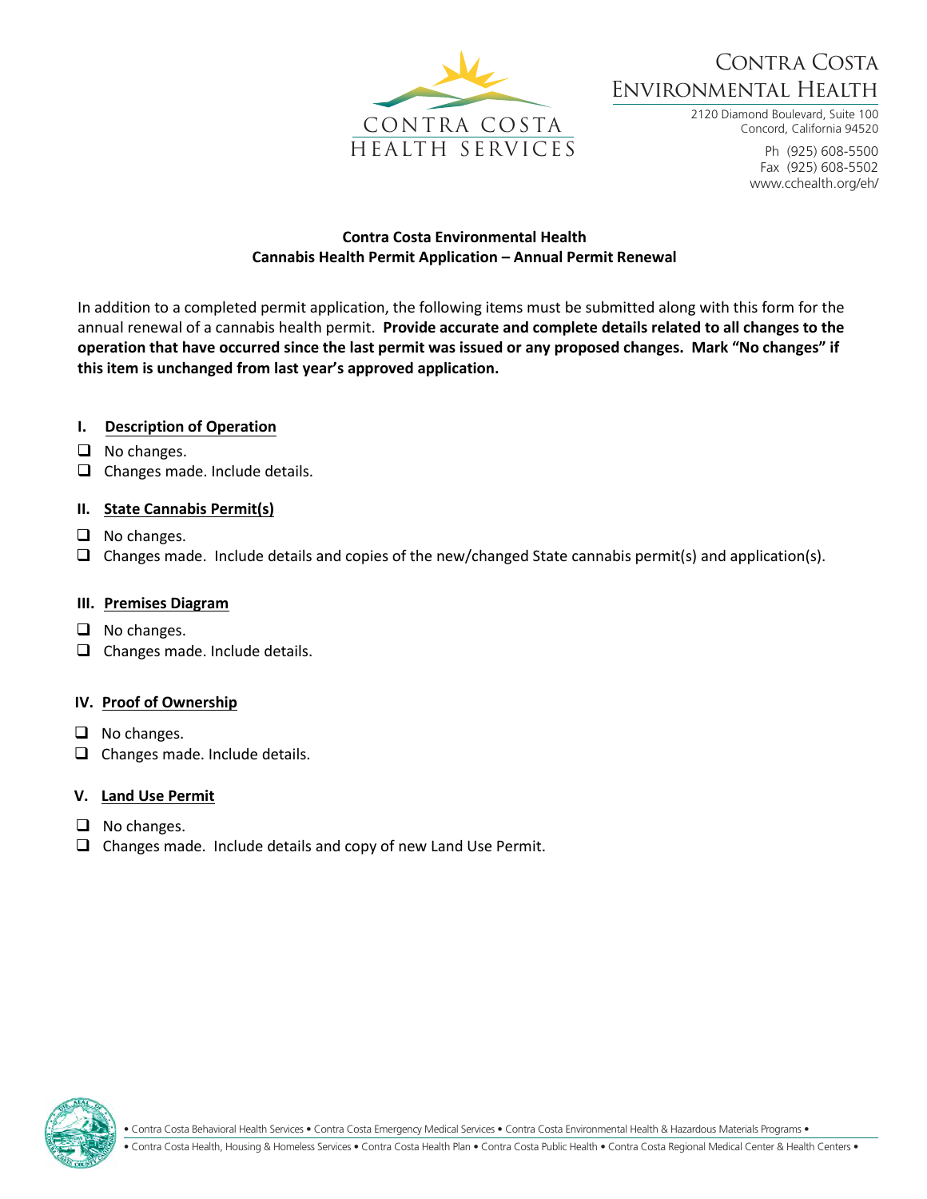CONTRA COSTA
HEALTH SERVICES

CONTRA COSTA
ENVIRONMENTAL HEALTH

2120 Diamond Boulevard, Suite 100
Concord, California 94520

Ph (925) 608-5500
Fax (925) 608-5502
www.cchealth.org/eh/

**Contra Costa Environmental Health**
**Cannabis Health Permit Application – Annual Permit Renewal**

In addition to a completed permit application, the following items must be submitted along with this form for the annual renewal of a cannabis health permit. **Provide accurate and complete details related to all changes to the operation that have occurred since the last permit was issued or any proposed changes. Mark "No changes" if this item is unchanged from last year's approved application.**

### I. Description of Operation

- ☐ No changes.
- ☐ Changes made. Include details.

### II. State Cannabis Permit(s)

- ☐ No changes.
- ☐ Changes made. Include details and copies of the new/changed State cannabis permit(s) and application(s).

### III. Premises Diagram

- ☐ No changes.
- ☐ Changes made. Include details.

### IV. Proof of Ownership

- ☐ No changes.
- ☐ Changes made. Include details.

### V. Land Use Permit

- ☐ No changes.
- ☐ Changes made. Include details and copy of new Land Use Permit.

• Contra Costa Behavioral Health Services • Contra Costa Emergency Medical Services • Contra Costa Environmental Health & Hazardous Materials Programs •
• Contra Costa Health, Housing & Homeless Services • Contra Costa Health Plan • Contra Costa Public Health • Contra Costa Regional Medical Center & Health Centers •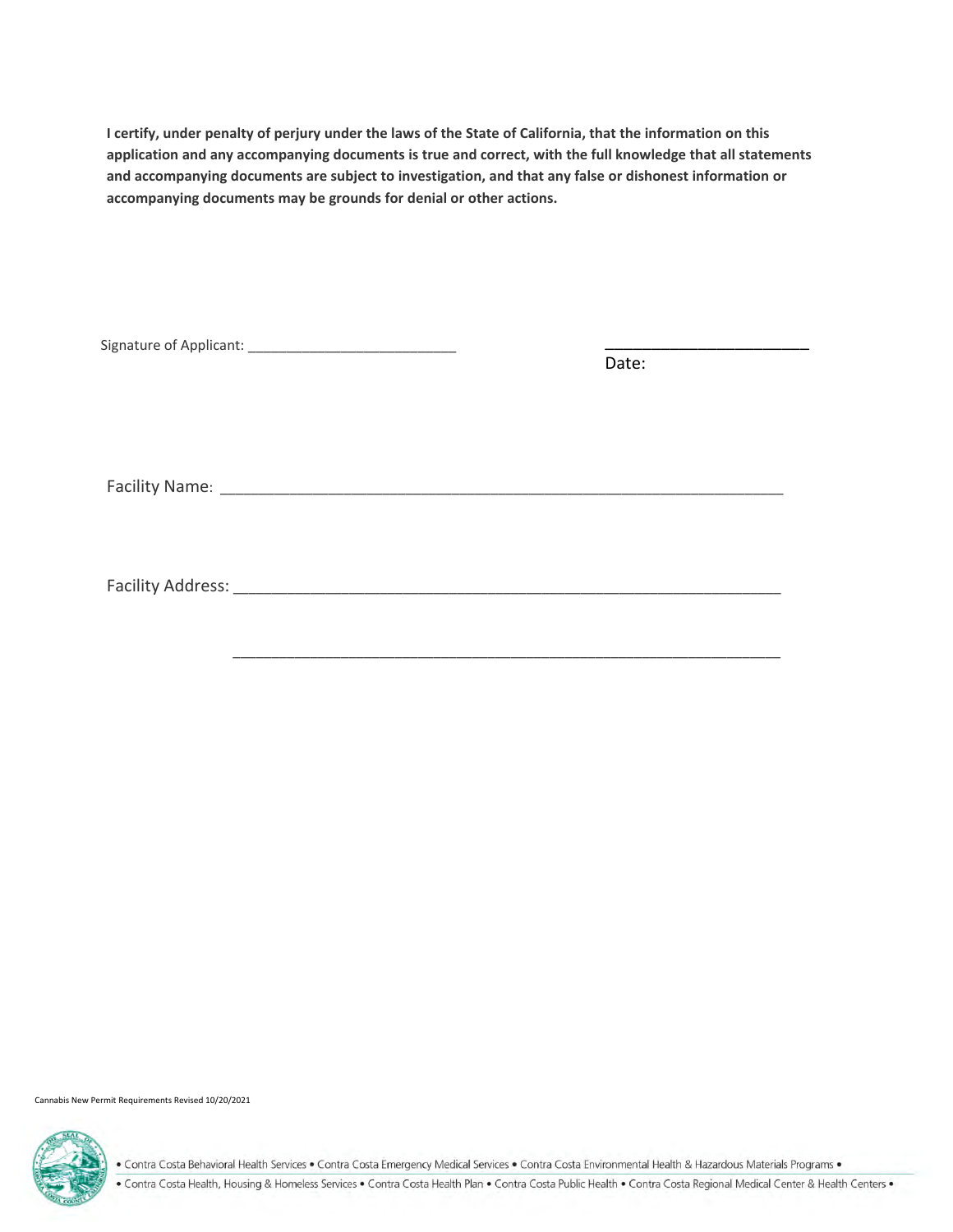**I certify, under penalty of perjury under the laws of the State of California, that the information on this application and any accompanying documents is true and correct, with the full knowledge that all statements and accompanying documents are subject to investigation, and that any false or dishonest information or accompanying documents may be grounds for denial or other actions.**

Signature of Applicant: ___________________________ ___________________________

Date:

Facility Name: ______________________________________________________________________

Facility Address: ____________________________________________________________________

____________________________________________________________________

Cannabis New Permit Requirements Revised 10/20/2021

• Contra Costa Behavioral Health Services • Contra Costa Emergency Medical Services • Contra Costa Environmental Health & Hazardous Materials Programs •
• Contra Costa Health, Housing & Homeless Services • Contra Costa Health Plan • Contra Costa Public Health • Contra Costa Regional Medical Center & Health Centers •